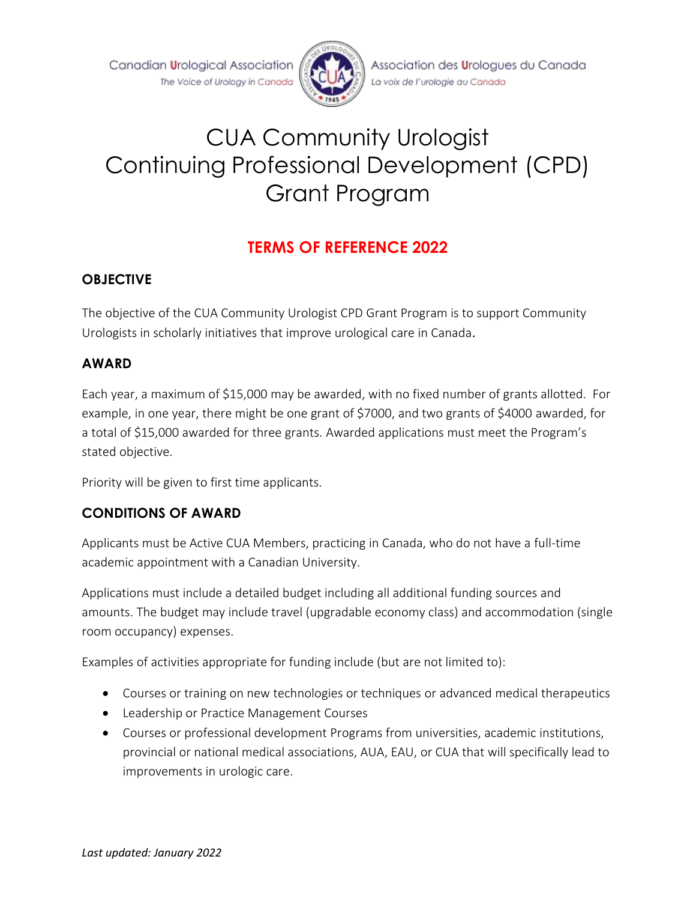Canadian Urological Association
*The Voice of Urology in Canada*

Association des Urologues du Canada
*La voix de l'urologie au Canada*

# CUA Community Urologist Continuing Professional Development (CPD) Grant Program

## TERMS OF REFERENCE 2022

### OBJECTIVE

The objective of the CUA Community Urologist CPD Grant Program is to support Community Urologists in scholarly initiatives that improve urological care in Canada.

### AWARD

Each year, a maximum of $15,000 may be awarded, with no fixed number of grants allotted. For example, in one year, there might be one grant of $7000, and two grants of $4000 awarded, for a total of $15,000 awarded for three grants. Awarded applications must meet the Program's stated objective.

Priority will be given to first time applicants.

### CONDITIONS OF AWARD

Applicants must be Active CUA Members, practicing in Canada, who do not have a full-time academic appointment with a Canadian University.

Applications must include a detailed budget including all additional funding sources and amounts. The budget may include travel (upgradable economy class) and accommodation (single room occupancy) expenses.

Examples of activities appropriate for funding include (but are not limited to):

- Courses or training on new technologies or techniques or advanced medical therapeutics
- Leadership or Practice Management Courses
- Courses or professional development Programs from universities, academic institutions, provincial or national medical associations, AUA, EAU, or CUA that will specifically lead to improvements in urologic care.

*Last updated: January 2022*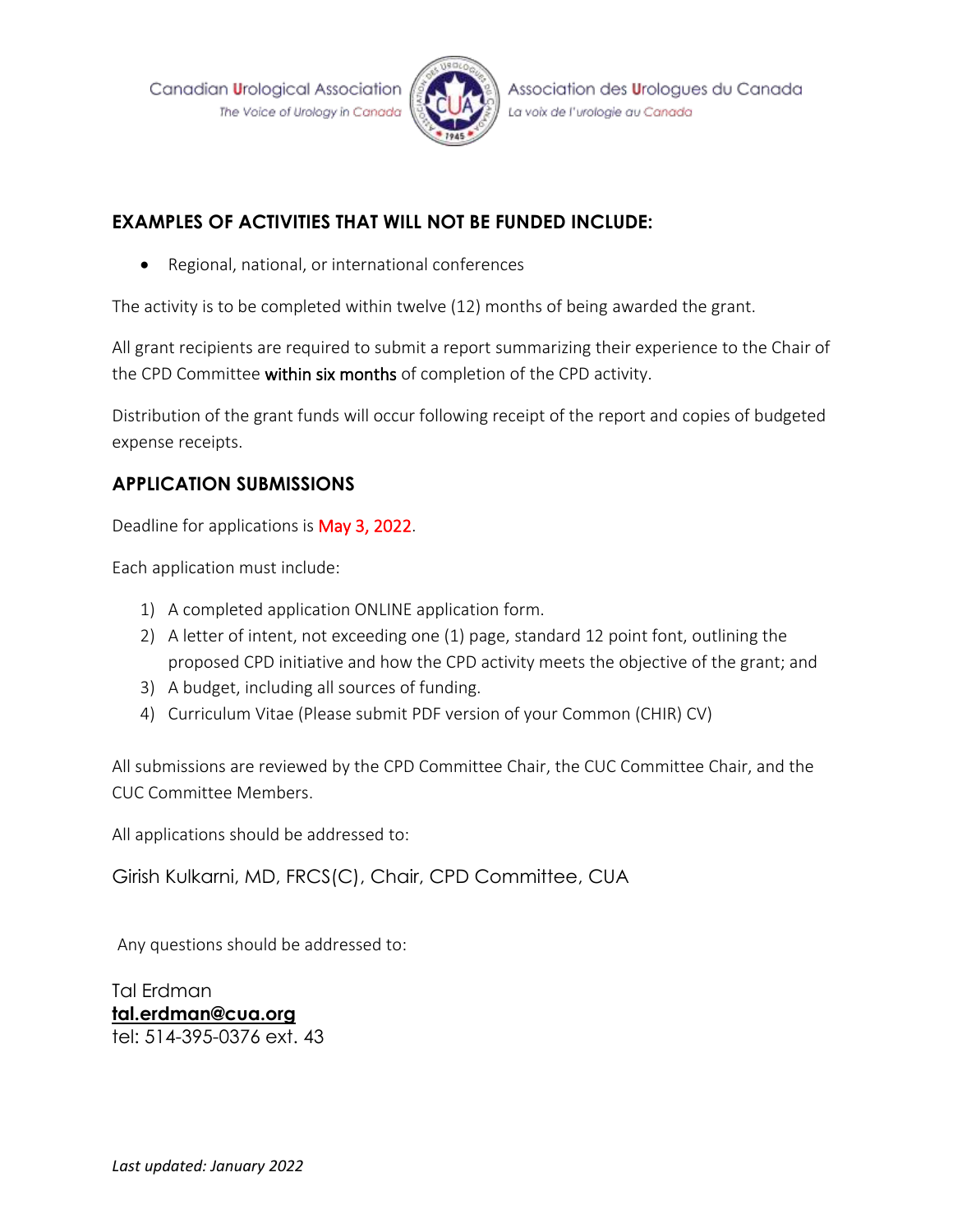## EXAMPLES OF ACTIVITIES THAT WILL NOT BE FUNDED INCLUDE:

- Regional, national, or international conferences

The activity is to be completed within twelve (12) months of being awarded the grant.

All grant recipients are required to submit a report summarizing their experience to the Chair of the CPD Committee within six months of completion of the CPD activity.

Distribution of the grant funds will occur following receipt of the report and copies of budgeted expense receipts.

## APPLICATION SUBMISSIONS

Deadline for applications is May 3, 2022.

Each application must include:

1) A completed application ONLINE application form.
2) A letter of intent, not exceeding one (1) page, standard 12 point font, outlining the proposed CPD initiative and how the CPD activity meets the objective of the grant; and
3) A budget, including all sources of funding.
4) Curriculum Vitae (Please submit PDF version of your Common (CHIR) CV)

All submissions are reviewed by the CPD Committee Chair, the CUC Committee Chair, and the CUC Committee Members.

All applications should be addressed to:

Girish Kulkarni, MD, FRCS(C), Chair, CPD Committee, CUA

Any questions should be addressed to:

Tal Erdman
**tal.erdman@cua.org**
tel: 514-395-0376 ext. 43

*Last updated: January 2022*